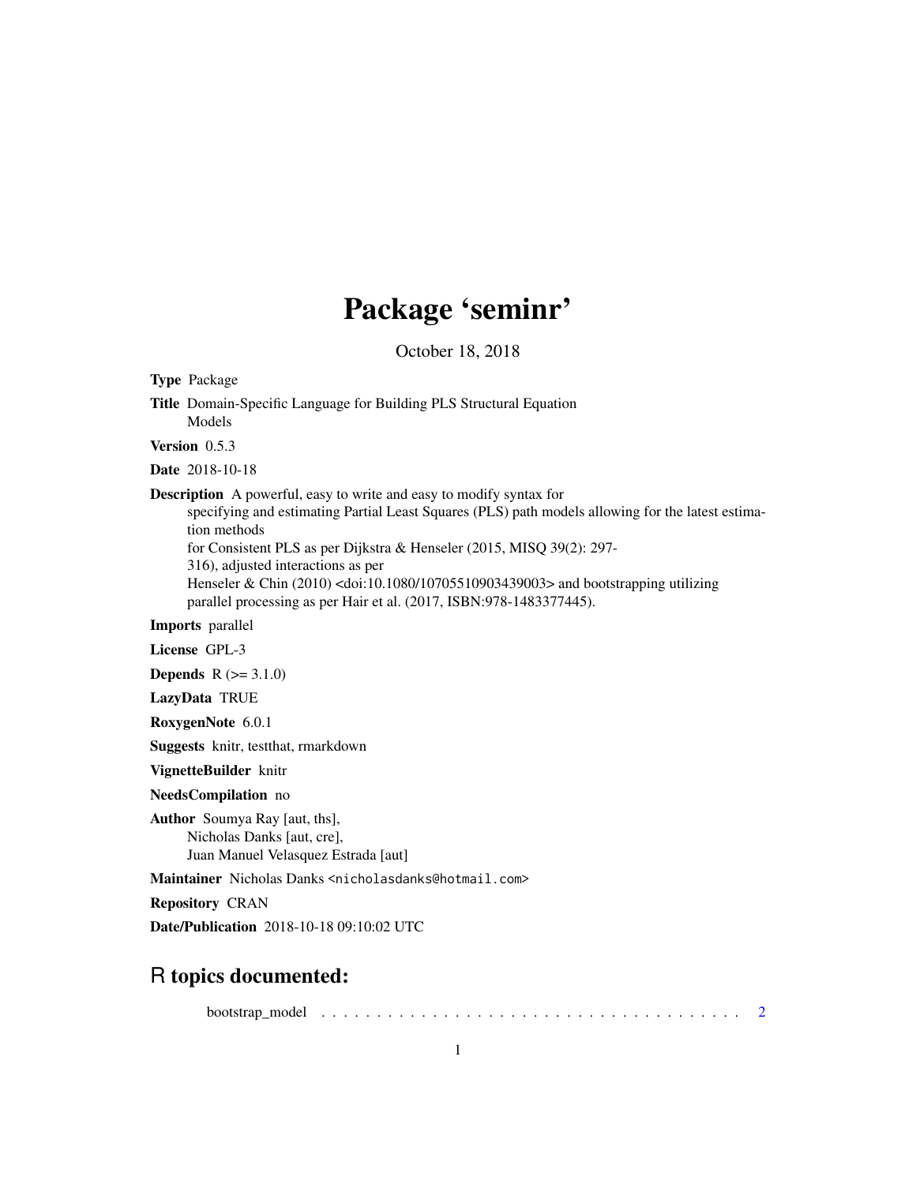# Package 'seminr'

October 18, 2018

**Type** Package

**Title** Domain-Specific Language for Building PLS Structural Equation Models

**Version** 0.5.3

**Date** 2018-10-18

**Description** A powerful, easy to write and easy to modify syntax for specifying and estimating Partial Least Squares (PLS) path models allowing for the latest estimation methods for Consistent PLS as per Dijkstra & Henseler (2015, MISQ 39(2): 297-316), adjusted interactions as per Henseler & Chin (2010) <doi:10.1080/10705510903439003> and bootstrapping utilizing parallel processing as per Hair et al. (2017, ISBN:978-1483377445).

**Imports** parallel

**License** GPL-3

**Depends** R (>= 3.1.0)

**LazyData** TRUE

**RoxygenNote** 6.0.1

**Suggests** knitr, testthat, rmarkdown

**VignetteBuilder** knitr

**NeedsCompilation** no

**Author** Soumya Ray [aut, ths],
Nicholas Danks [aut, cre],
Juan Manuel Velasquez Estrada [aut]

**Maintainer** Nicholas Danks <nicholasdanks@hotmail.com>

**Repository** CRAN

**Date/Publication** 2018-10-18 09:10:02 UTC

## R topics documented:

bootstrap_model . . . . . . . . . . . . . . . . . . . . . . . . . . . . . . . . . . . . . . . . 2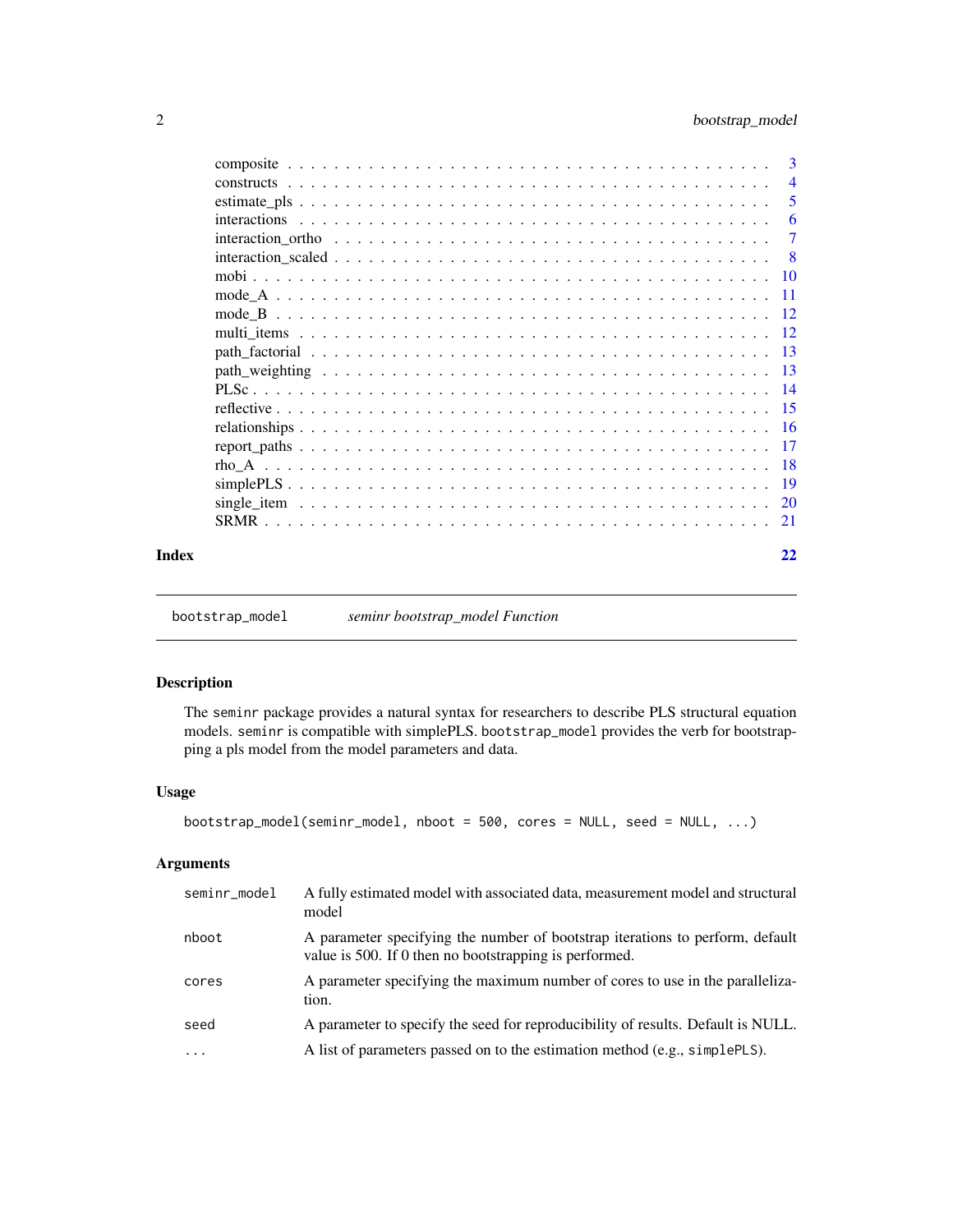composite . . . . . . . . . . . . . . . . . . . . . . . . . . . . . . . . . . . . . . . . 3
constructs . . . . . . . . . . . . . . . . . . . . . . . . . . . . . . . . . . . . . . . . 4
estimate_pls . . . . . . . . . . . . . . . . . . . . . . . . . . . . . . . . . . . . . . . . 5
interactions . . . . . . . . . . . . . . . . . . . . . . . . . . . . . . . . . . . . . . . . 6
interaction_ortho . . . . . . . . . . . . . . . . . . . . . . . . . . . . . . . . . . . . . . 7
interaction_scaled . . . . . . . . . . . . . . . . . . . . . . . . . . . . . . . . . . . . . 8
mobi . . . . . . . . . . . . . . . . . . . . . . . . . . . . . . . . . . . . . . . . 10
mode_A . . . . . . . . . . . . . . . . . . . . . . . . . . . . . . . . . . . . . . . . 11
mode_B . . . . . . . . . . . . . . . . . . . . . . . . . . . . . . . . . . . . . . . . 12
multi_items . . . . . . . . . . . . . . . . . . . . . . . . . . . . . . . . . . . . . . . . 12
path_factorial . . . . . . . . . . . . . . . . . . . . . . . . . . . . . . . . . . . . . . . . 13
path_weighting . . . . . . . . . . . . . . . . . . . . . . . . . . . . . . . . . . . . . . . . 13
PLSc . . . . . . . . . . . . . . . . . . . . . . . . . . . . . . . . . . . . . . . . 14
reflective . . . . . . . . . . . . . . . . . . . . . . . . . . . . . . . . . . . . . . . . 15
relationships . . . . . . . . . . . . . . . . . . . . . . . . . . . . . . . . . . . . . . . . 16
report_paths . . . . . . . . . . . . . . . . . . . . . . . . . . . . . . . . . . . . . . . . 17
rho_A . . . . . . . . . . . . . . . . . . . . . . . . . . . . . . . . . . . . . . . . 18
simplePLS . . . . . . . . . . . . . . . . . . . . . . . . . . . . . . . . . . . . . . . . 19
single_item . . . . . . . . . . . . . . . . . . . . . . . . . . . . . . . . . . . . . . . . 20
SRMR . . . . . . . . . . . . . . . . . . . . . . . . . . . . . . . . . . . . . . . . 21

**Index** **22**

---

## bootstrap_model — *seminr bootstrap_model Function*

### Description

The `seminr` package provides a natural syntax for researchers to describe PLS structural equation models. `seminr` is compatible with simplePLS. `bootstrap_model` provides the verb for bootstrapping a pls model from the model parameters and data.

### Usage

```
bootstrap_model(seminr_model, nboot = 500, cores = NULL, seed = NULL, ...)
```

### Arguments

| | |
|---|---|
| `seminr_model` | A fully estimated model with associated data, measurement model and structural model |
| `nboot` | A parameter specifying the number of bootstrap iterations to perform, default value is 500. If 0 then no bootstrapping is performed. |
| `cores` | A parameter specifying the maximum number of cores to use in the parallelization. |
| `seed` | A parameter to specify the seed for reproducibility of results. Default is NULL. |
| `...` | A list of parameters passed on to the estimation method (e.g., `simplePLS`). |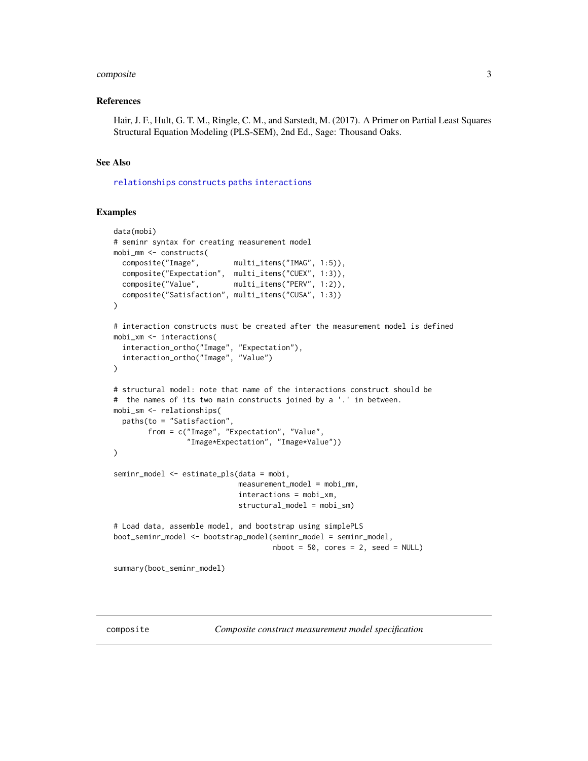## References

Hair, J. F., Hult, G. T. M., Ringle, C. M., and Sarstedt, M. (2017). A Primer on Partial Least Squares Structural Equation Modeling (PLS-SEM), 2nd Ed., Sage: Thousand Oaks.

## See Also

relationships constructs paths interactions

## Examples

```
data(mobi)
# seminr syntax for creating measurement model
mobi_mm <- constructs(
  composite("Image",        multi_items("IMAG", 1:5)),
  composite("Expectation",  multi_items("CUEX", 1:3)),
  composite("Value",        multi_items("PERV", 1:2)),
  composite("Satisfaction", multi_items("CUSA", 1:3))
)

# interaction constructs must be created after the measurement model is defined
mobi_xm <- interactions(
  interaction_ortho("Image", "Expectation"),
  interaction_ortho("Image", "Value")
)

# structural model: note that name of the interactions construct should be
#  the names of its two main constructs joined by a '.' in between.
mobi_sm <- relationships(
  paths(to = "Satisfaction",
        from = c("Image", "Expectation", "Value",
                 "Image*Expectation", "Image*Value"))
)

seminr_model <- estimate_pls(data = mobi,
                             measurement_model = mobi_mm,
                             interactions = mobi_xm,
                             structural_model = mobi_sm)

# Load data, assemble model, and bootstrap using simplePLS
boot_seminr_model <- bootstrap_model(seminr_model = seminr_model,
                                     nboot = 50, cores = 2, seed = NULL)

summary(boot_seminr_model)
```

---

composite — *Composite construct measurement model specification*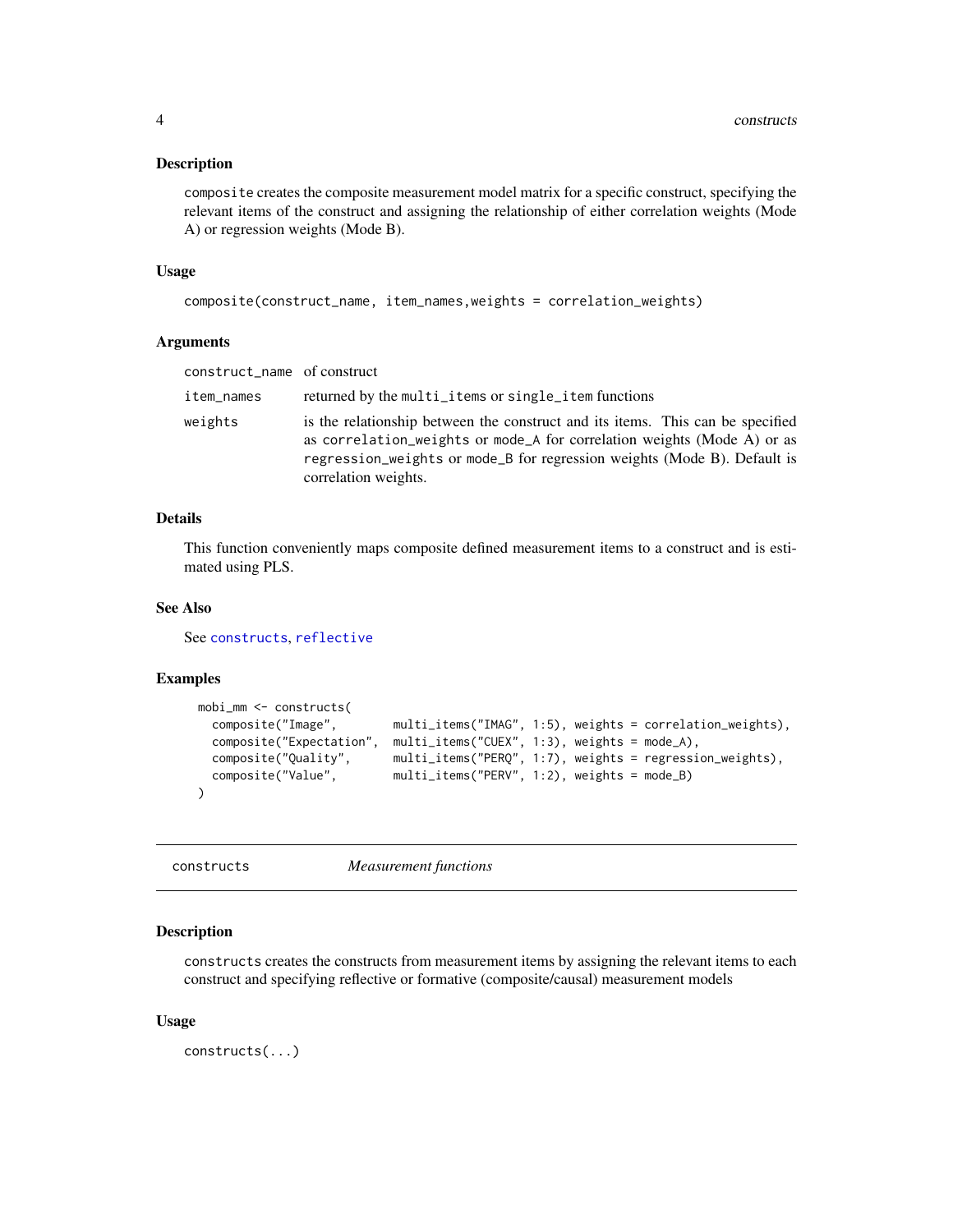## Description

composite creates the composite measurement model matrix for a specific construct, specifying the relevant items of the construct and assigning the relationship of either correlation weights (Mode A) or regression weights (Mode B).

## Usage

```
composite(construct_name, item_names,weights = correlation_weights)
```

## Arguments

| | |
|---|---|
| construct_name | of construct |
| item_names | returned by the multi_items or single_item functions |
| weights | is the relationship between the construct and its items. This can be specified as correlation_weights or mode_A for correlation weights (Mode A) or as regression_weights or mode_B for regression weights (Mode B). Default is correlation weights. |

## Details

This function conveniently maps composite defined measurement items to a construct and is estimated using PLS.

## See Also

See constructs, reflective

## Examples

```
mobi_mm <- constructs(
  composite("Image",        multi_items("IMAG", 1:5), weights = correlation_weights),
  composite("Expectation",  multi_items("CUEX", 1:3), weights = mode_A),
  composite("Quality",      multi_items("PERQ", 1:7), weights = regression_weights),
  composite("Value",        multi_items("PERV", 1:2), weights = mode_B)
)
```

---

# constructs *Measurement functions*

## Description

constructs creates the constructs from measurement items by assigning the relevant items to each construct and specifying reflective or formative (composite/causal) measurement models

## Usage

```
constructs(...)
```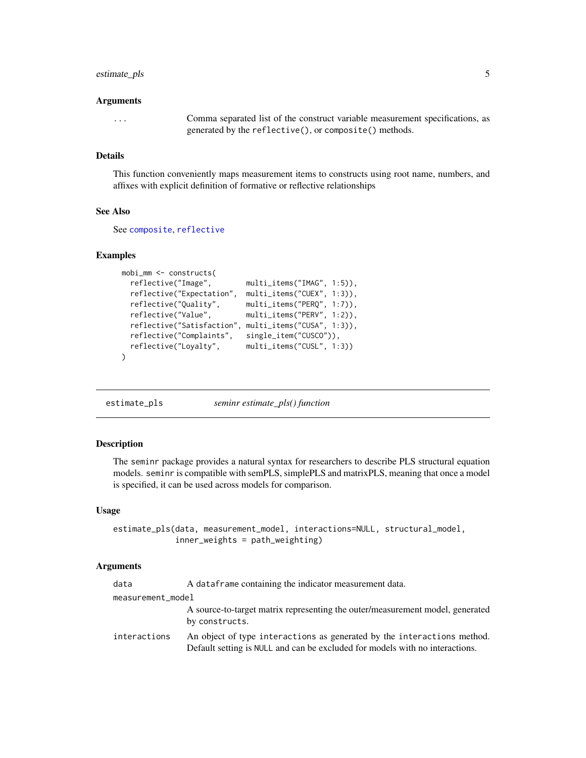## Arguments

| | |
|---|---|
| ... | Comma separated list of the construct variable measurement specifications, as generated by the `reflective()`, or `composite()` methods. |

## Details

This function conveniently maps measurement items to constructs using root name, numbers, and affixes with explicit definition of formative or reflective relationships

## See Also

See composite, reflective

## Examples

```
mobi_mm <- constructs(
  reflective("Image",        multi_items("IMAG", 1:5)),
  reflective("Expectation",  multi_items("CUEX", 1:3)),
  reflective("Quality",      multi_items("PERQ", 1:7)),
  reflective("Value",        multi_items("PERV", 1:2)),
  reflective("Satisfaction", multi_items("CUSA", 1:3)),
  reflective("Complaints",   single_item("CUSCO")),
  reflective("Loyalty",      multi_items("CUSL", 1:3))
)
```

---

# estimate_pls — *seminr estimate_pls() function*

## Description

The `seminr` package provides a natural syntax for researchers to describe PLS structural equation models. `seminr` is compatible with semPLS, simplePLS and matrixPLS, meaning that once a model is specified, it can be used across models for comparison.

## Usage

```
estimate_pls(data, measurement_model, interactions=NULL, structural_model,
             inner_weights = path_weighting)
```

## Arguments

| | |
|---|---|
| data | A `dataframe` containing the indicator measurement data. |
| measurement_model | A source-to-target matrix representing the outer/measurement model, generated by `constructs`. |
| interactions | An object of type `interactions` as generated by the `interactions` method. Default setting is `NULL` and can be excluded for models with no interactions. |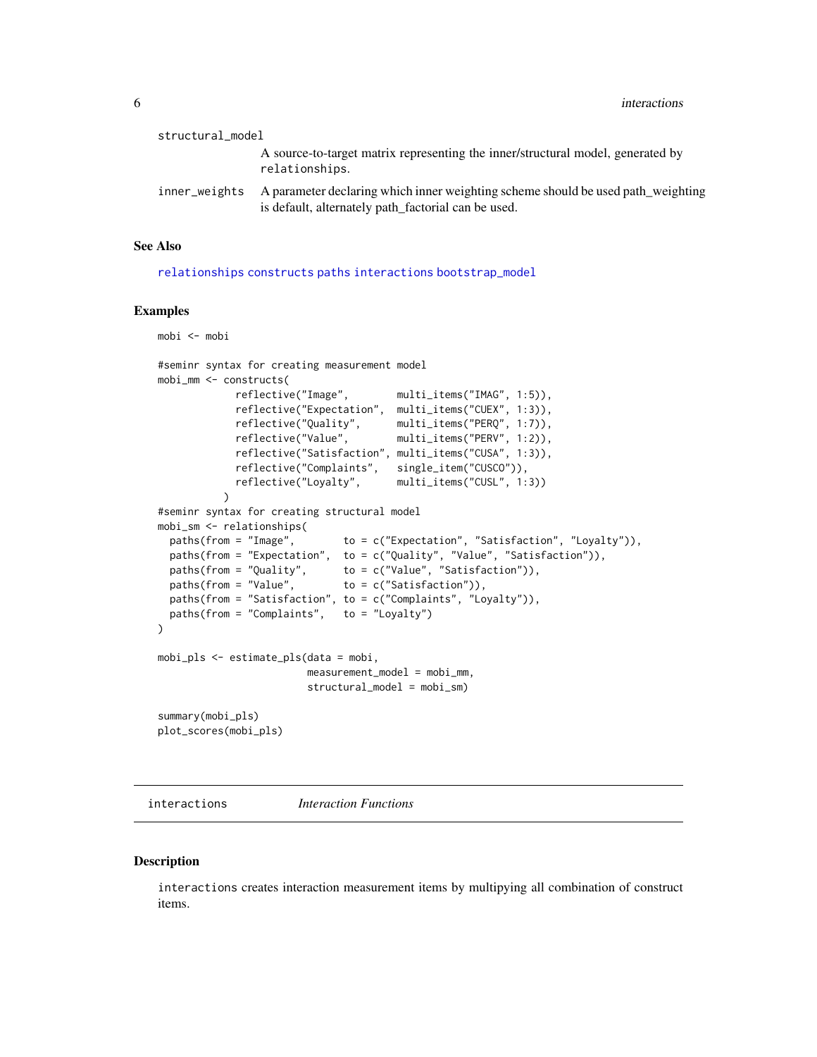structural_model
: A source-to-target matrix representing the inner/structural model, generated by `relationships`.

inner_weights
: A parameter declaring which inner weighting scheme should be used path_weighting is default, alternately path_factorial can be used.

## See Also

relationships constructs paths interactions bootstrap_model

## Examples

```
mobi <- mobi

#seminr syntax for creating measurement model
mobi_mm <- constructs(
             reflective("Image",        multi_items("IMAG", 1:5)),
             reflective("Expectation",  multi_items("CUEX", 1:3)),
             reflective("Quality",      multi_items("PERQ", 1:7)),
             reflective("Value",        multi_items("PERV", 1:2)),
             reflective("Satisfaction", multi_items("CUSA", 1:3)),
             reflective("Complaints",   single_item("CUSCO")),
             reflective("Loyalty",      multi_items("CUSL", 1:3))
           )
#seminr syntax for creating structural model
mobi_sm <- relationships(
  paths(from = "Image",        to = c("Expectation", "Satisfaction", "Loyalty")),
  paths(from = "Expectation",  to = c("Quality", "Value", "Satisfaction")),
  paths(from = "Quality",      to = c("Value", "Satisfaction")),
  paths(from = "Value",        to = c("Satisfaction")),
  paths(from = "Satisfaction", to = c("Complaints", "Loyalty")),
  paths(from = "Complaints",   to = "Loyalty")
)

mobi_pls <- estimate_pls(data = mobi,
                         measurement_model = mobi_mm,
                         structural_model = mobi_sm)

summary(mobi_pls)
plot_scores(mobi_pls)
```

---

# interactions    *Interaction Functions*

---

## Description

`interactions` creates interaction measurement items by multipying all combination of construct items.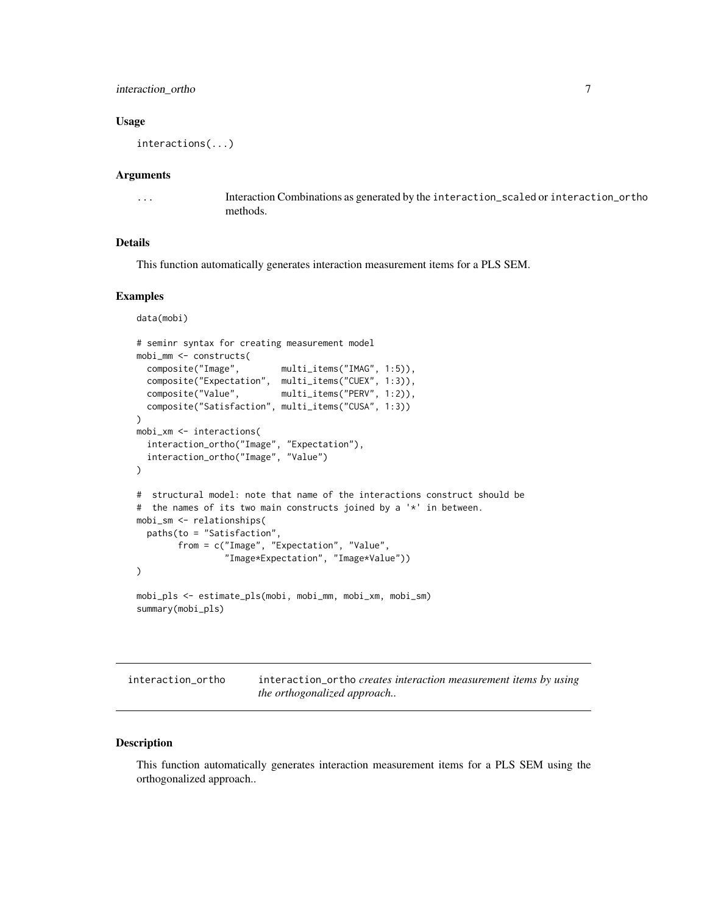### Usage

```
interactions(...)
```

### Arguments

| | |
|---|---|
| ... | Interaction Combinations as generated by the `interaction_scaled` or `interaction_ortho` methods. |

### Details

This function automatically generates interaction measurement items for a PLS SEM.

### Examples

```
data(mobi)

# seminr syntax for creating measurement model
mobi_mm <- constructs(
  composite("Image",        multi_items("IMAG", 1:5)),
  composite("Expectation",  multi_items("CUEX", 1:3)),
  composite("Value",        multi_items("PERV", 1:2)),
  composite("Satisfaction", multi_items("CUSA", 1:3))
)
mobi_xm <- interactions(
  interaction_ortho("Image", "Expectation"),
  interaction_ortho("Image", "Value")
)

#  structural model: note that name of the interactions construct should be
#  the names of its two main constructs joined by a '*' in between.
mobi_sm <- relationships(
  paths(to = "Satisfaction",
        from = c("Image", "Expectation", "Value",
                 "Image*Expectation", "Image*Value"))
)

mobi_pls <- estimate_pls(mobi, mobi_mm, mobi_xm, mobi_sm)
summary(mobi_pls)
```

---

## interaction_ortho

`interaction_ortho` *creates interaction measurement items by using the orthogonalized approach..*

### Description

This function automatically generates interaction measurement items for a PLS SEM using the orthogonalized approach..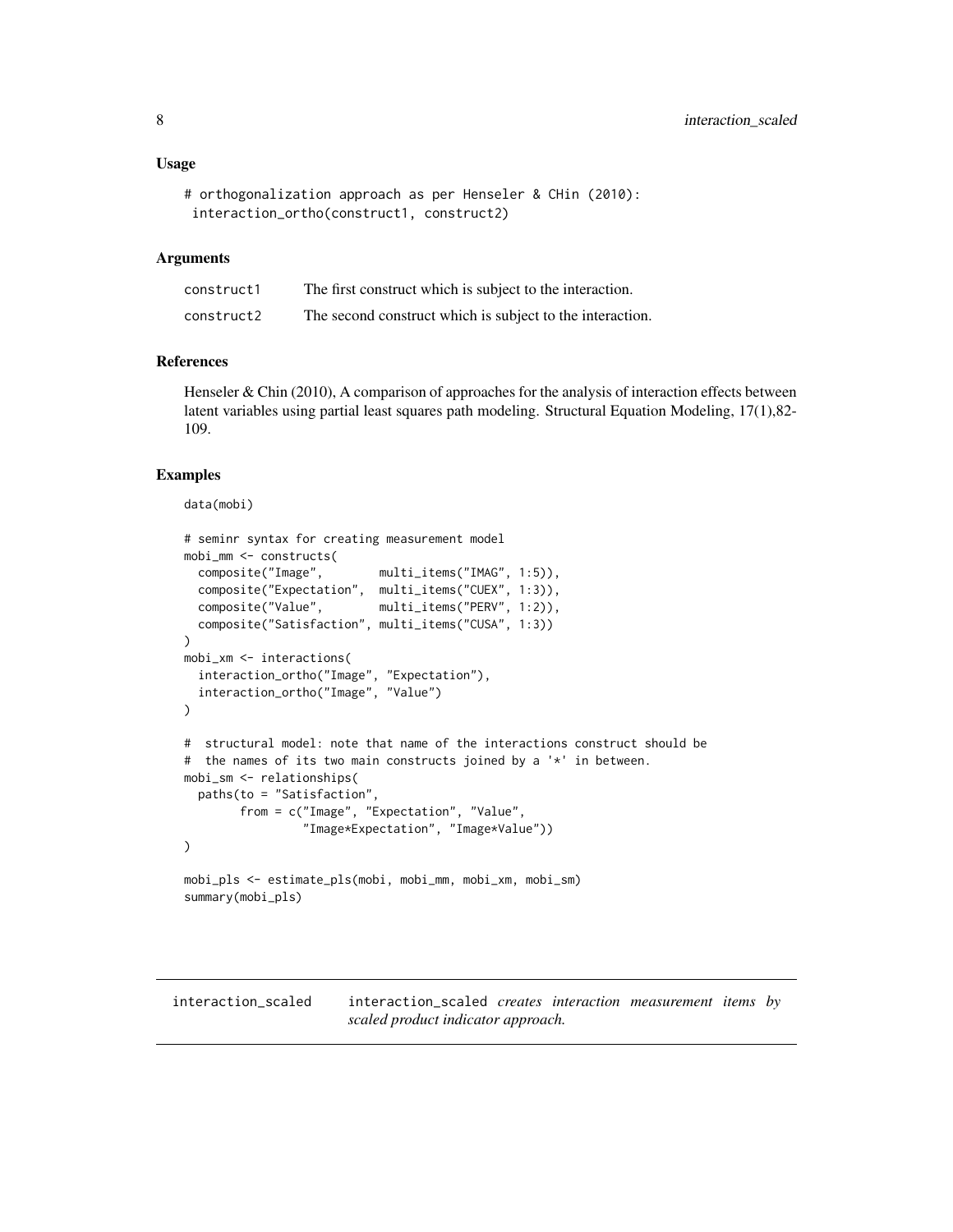### Usage

```
# orthogonalization approach as per Henseler & CHin (2010):
 interaction_ortho(construct1, construct2)
```

### Arguments

| | |
|---|---|
| construct1 | The first construct which is subject to the interaction. |
| construct2 | The second construct which is subject to the interaction. |

### References

Henseler & Chin (2010), A comparison of approaches for the analysis of interaction effects between latent variables using partial least squares path modeling. Structural Equation Modeling, 17(1),82-109.

### Examples

```
data(mobi)

# seminr syntax for creating measurement model
mobi_mm <- constructs(
  composite("Image",        multi_items("IMAG", 1:5)),
  composite("Expectation",  multi_items("CUEX", 1:3)),
  composite("Value",        multi_items("PERV", 1:2)),
  composite("Satisfaction", multi_items("CUSA", 1:3))
)
mobi_xm <- interactions(
  interaction_ortho("Image", "Expectation"),
  interaction_ortho("Image", "Value")
)

#  structural model: note that name of the interactions construct should be
#  the names of its two main constructs joined by a '*' in between.
mobi_sm <- relationships(
  paths(to = "Satisfaction",
        from = c("Image", "Expectation", "Value",
                 "Image*Expectation", "Image*Value"))
)

mobi_pls <- estimate_pls(mobi, mobi_mm, mobi_xm, mobi_sm)
summary(mobi_pls)
```

---

## interaction_scaled    interaction_scaled *creates interaction measurement items by scaled product indicator approach.*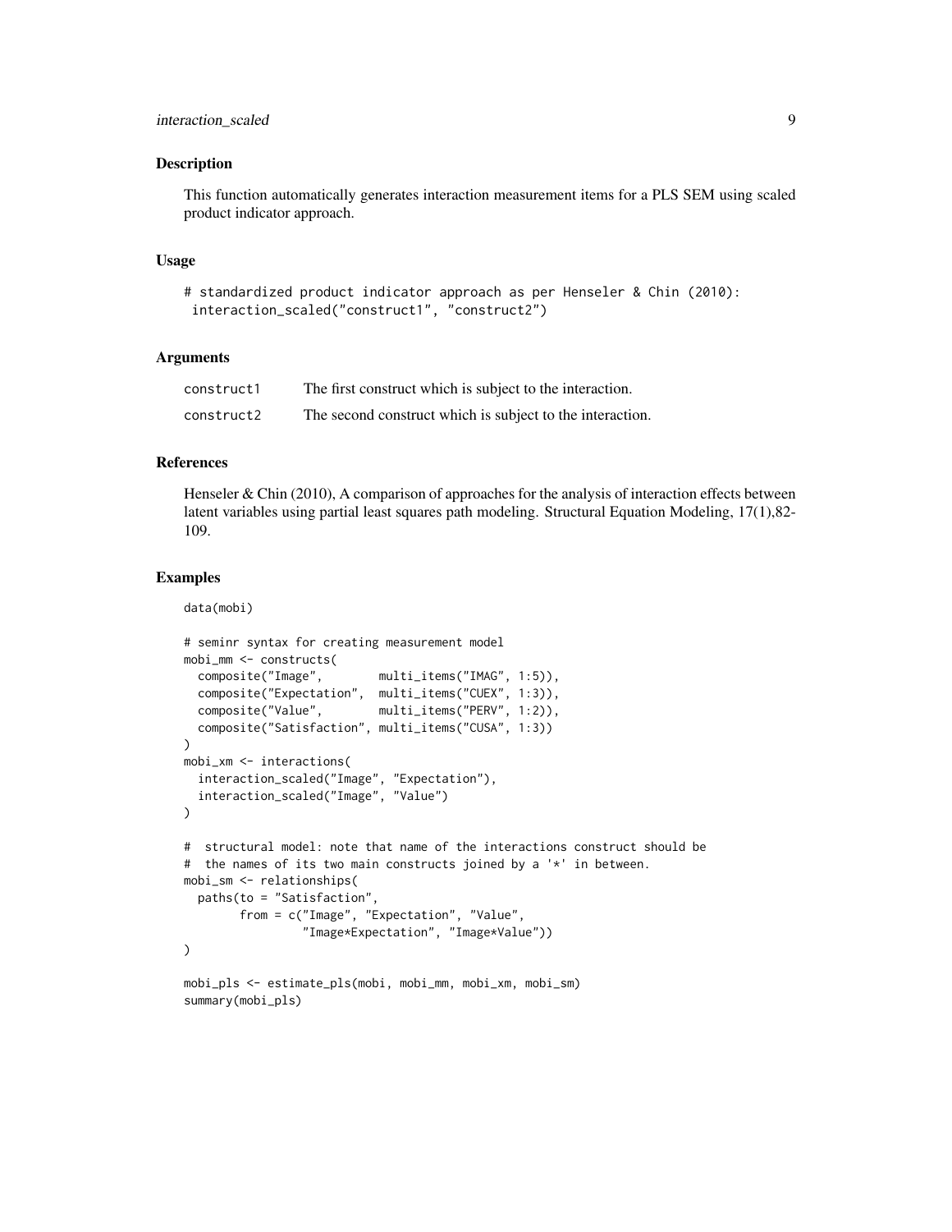## Description

This function automatically generates interaction measurement items for a PLS SEM using scaled product indicator approach.

## Usage

```
# standardized product indicator approach as per Henseler & Chin (2010):
 interaction_scaled("construct1", "construct2")
```

## Arguments

| | |
|---|---|
| construct1 | The first construct which is subject to the interaction. |
| construct2 | The second construct which is subject to the interaction. |

## References

Henseler & Chin (2010), A comparison of approaches for the analysis of interaction effects between latent variables using partial least squares path modeling. Structural Equation Modeling, 17(1),82-109.

## Examples

```
data(mobi)

# seminr syntax for creating measurement model
mobi_mm <- constructs(
  composite("Image",        multi_items("IMAG", 1:5)),
  composite("Expectation",  multi_items("CUEX", 1:3)),
  composite("Value",        multi_items("PERV", 1:2)),
  composite("Satisfaction", multi_items("CUSA", 1:3))
)
mobi_xm <- interactions(
  interaction_scaled("Image", "Expectation"),
  interaction_scaled("Image", "Value")
)

#  structural model: note that name of the interactions construct should be
#  the names of its two main constructs joined by a '*' in between.
mobi_sm <- relationships(
  paths(to = "Satisfaction",
        from = c("Image", "Expectation", "Value",
                 "Image*Expectation", "Image*Value"))
)

mobi_pls <- estimate_pls(mobi, mobi_mm, mobi_xm, mobi_sm)
summary(mobi_pls)
```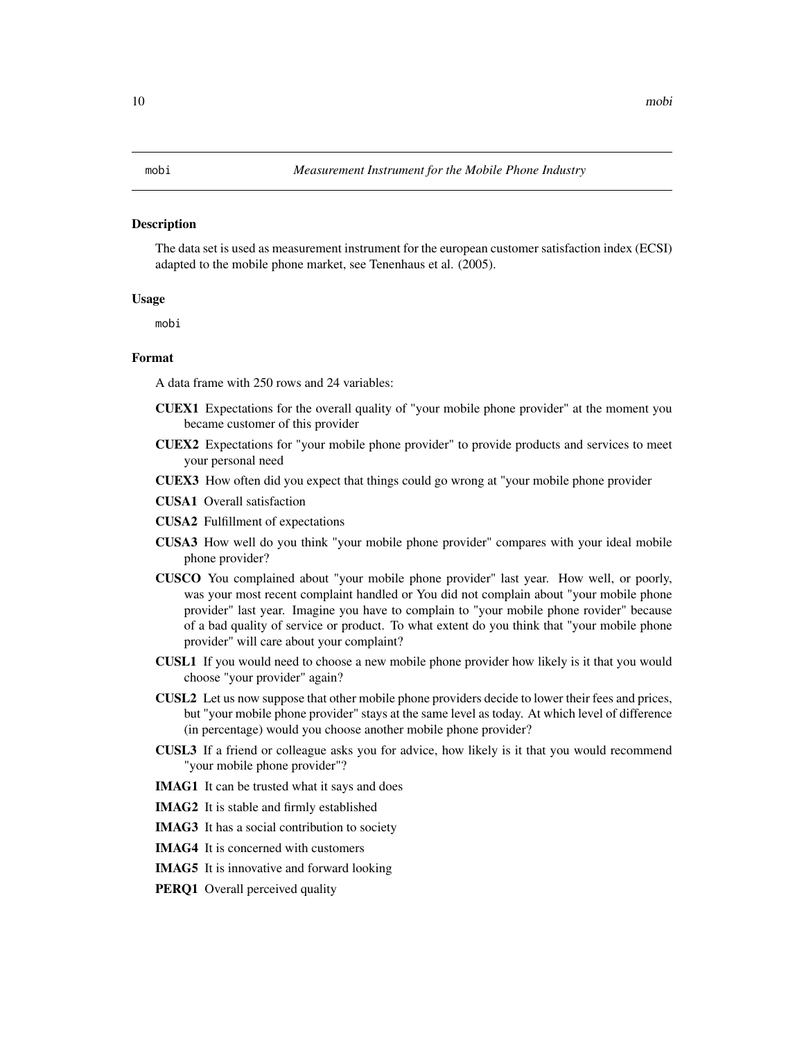## mobi — *Measurement Instrument for the Mobile Phone Industry*

### Description

The data set is used as measurement instrument for the european customer satisfaction index (ECSI) adapted to the mobile phone market, see Tenenhaus et al. (2005).

### Usage

```
mobi
```

### Format

A data frame with 250 rows and 24 variables:

- **CUEX1** Expectations for the overall quality of "your mobile phone provider" at the moment you became customer of this provider
- **CUEX2** Expectations for "your mobile phone provider" to provide products and services to meet your personal need
- **CUEX3** How often did you expect that things could go wrong at "your mobile phone provider
- **CUSA1** Overall satisfaction
- **CUSA2** Fulfillment of expectations
- **CUSA3** How well do you think "your mobile phone provider" compares with your ideal mobile phone provider?
- **CUSCO** You complained about "your mobile phone provider" last year. How well, or poorly, was your most recent complaint handled or You did not complain about "your mobile phone provider" last year. Imagine you have to complain to "your mobile phone rovider" because of a bad quality of service or product. To what extent do you think that "your mobile phone provider" will care about your complaint?
- **CUSL1** If you would need to choose a new mobile phone provider how likely is it that you would choose "your provider" again?
- **CUSL2** Let us now suppose that other mobile phone providers decide to lower their fees and prices, but "your mobile phone provider" stays at the same level as today. At which level of difference (in percentage) would you choose another mobile phone provider?
- **CUSL3** If a friend or colleague asks you for advice, how likely is it that you would recommend "your mobile phone provider"?
- **IMAG1** It can be trusted what it says and does
- **IMAG2** It is stable and firmly established
- **IMAG3** It has a social contribution to society
- **IMAG4** It is concerned with customers
- **IMAG5** It is innovative and forward looking
- **PERQ1** Overall perceived quality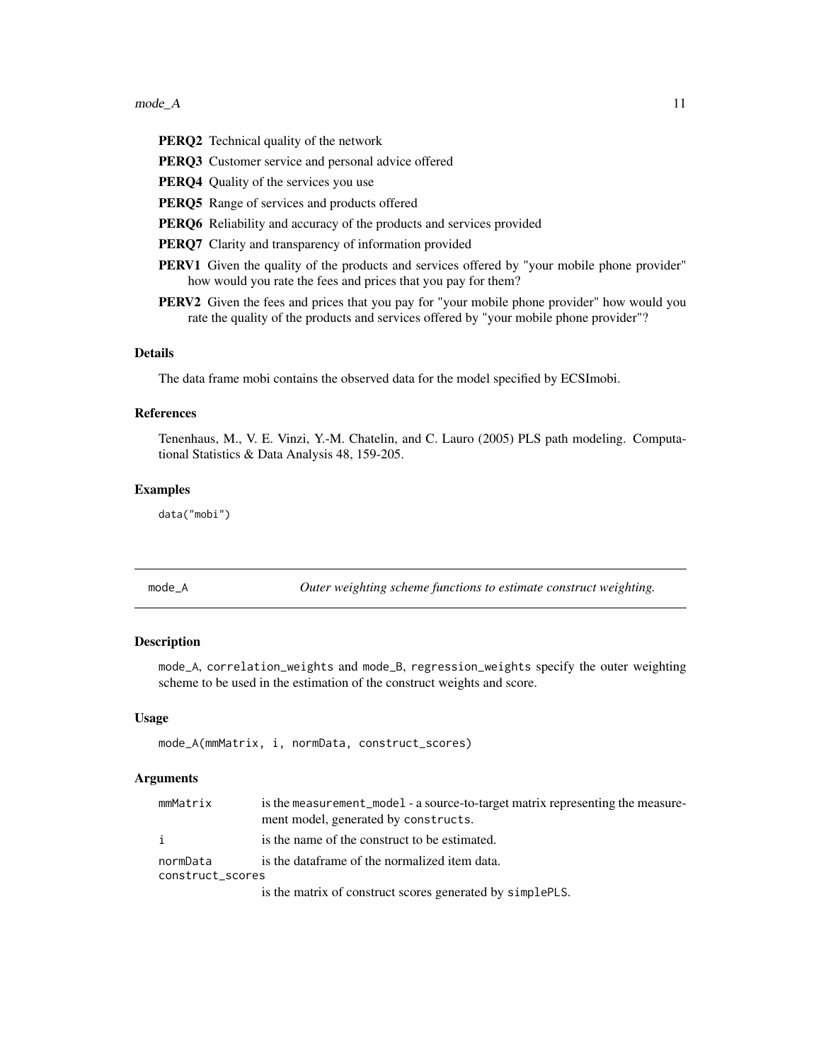**PERQ2** Technical quality of the network

**PERQ3** Customer service and personal advice offered

**PERQ4** Quality of the services you use

**PERQ5** Range of services and products offered

**PERQ6** Reliability and accuracy of the products and services provided

**PERQ7** Clarity and transparency of information provided

**PERV1** Given the quality of the products and services offered by "your mobile phone provider" how would you rate the fees and prices that you pay for them?

**PERV2** Given the fees and prices that you pay for "your mobile phone provider" how would you rate the quality of the products and services offered by "your mobile phone provider"?

### Details

The data frame mobi contains the observed data for the model specified by ECSImobi.

### References

Tenenhaus, M., V. E. Vinzi, Y.-M. Chatelin, and C. Lauro (2005) PLS path modeling. Computational Statistics & Data Analysis 48, 159-205.

### Examples

```
data("mobi")
```

---

## mode_A — *Outer weighting scheme functions to estimate construct weighting.*

### Description

`mode_A`, `correlation_weights` and `mode_B`, `regression_weights` specify the outer weighting scheme to be used in the estimation of the construct weights and score.

### Usage

```
mode_A(mmMatrix, i, normData, construct_scores)
```

### Arguments

| | |
|---|---|
| `mmMatrix` | is the `measurement_model` - a source-to-target matrix representing the measurement model, generated by `constructs`. |
| `i` | is the name of the construct to be estimated. |
| `normData` | is the dataframe of the normalized item data. |
| `construct_scores` | is the matrix of construct scores generated by `simplePLS`. |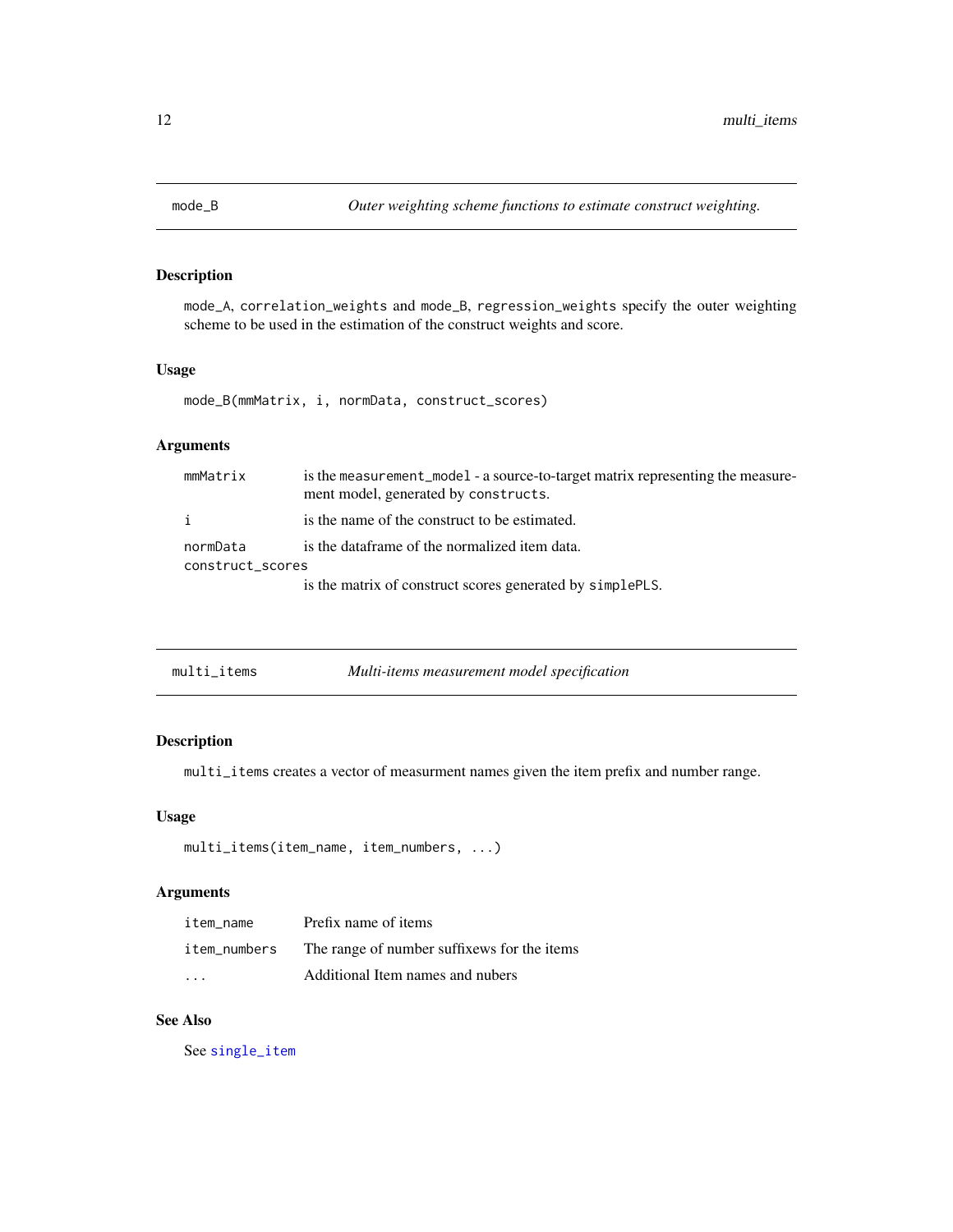## mode_B — *Outer weighting scheme functions to estimate construct weighting.*

### Description

mode_A, correlation_weights and mode_B, regression_weights specify the outer weighting scheme to be used in the estimation of the construct weights and score.

### Usage

```
mode_B(mmMatrix, i, normData, construct_scores)
```

### Arguments

| | |
|---|---|
| mmMatrix | is the measurement_model - a source-to-target matrix representing the measurement model, generated by constructs. |
| i | is the name of the construct to be estimated. |
| normData | is the dataframe of the normalized item data. |
| construct_scores | is the matrix of construct scores generated by simplePLS. |

## multi_items — *Multi-items measurement model specification*

### Description

multi_items creates a vector of measurment names given the item prefix and number range.

### Usage

```
multi_items(item_name, item_numbers, ...)
```

### Arguments

| | |
|---|---|
| item_name | Prefix name of items |
| item_numbers | The range of number suffixews for the items |
| ... | Additional Item names and nubers |

### See Also

See single_item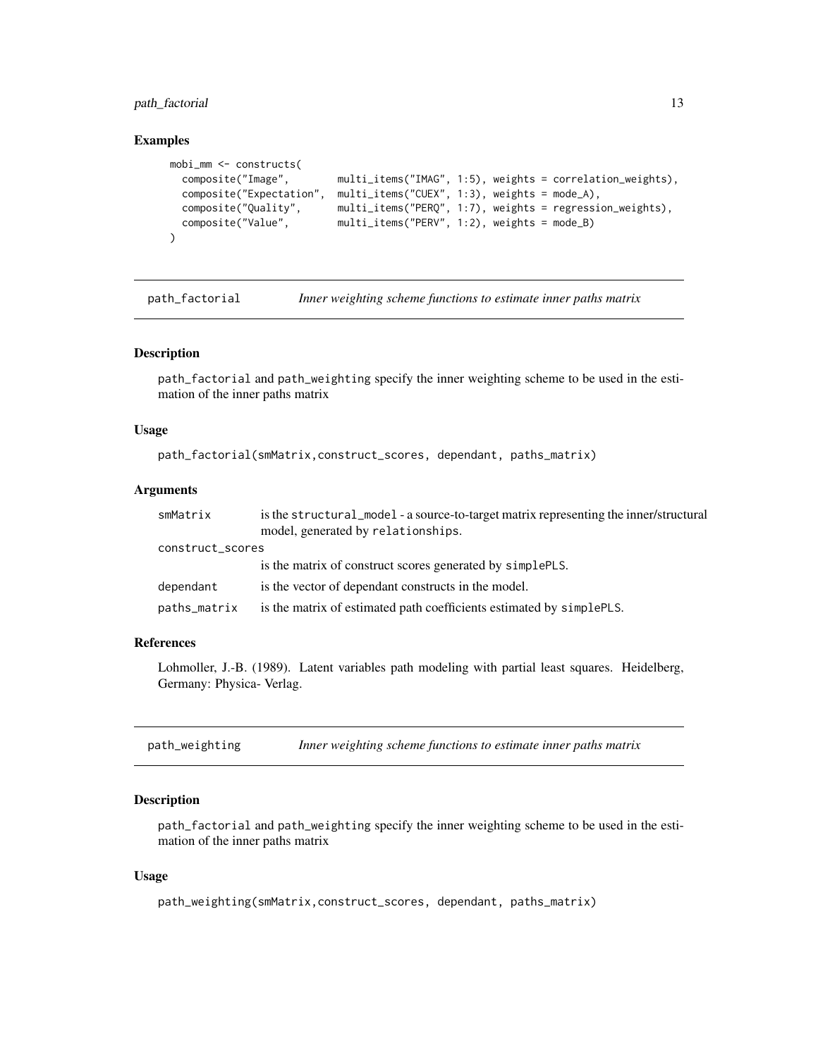### Examples

```
mobi_mm <- constructs(
  composite("Image",        multi_items("IMAG", 1:5), weights = correlation_weights),
  composite("Expectation",  multi_items("CUEX", 1:3), weights = mode_A),
  composite("Quality",      multi_items("PERQ", 1:7), weights = regression_weights),
  composite("Value",        multi_items("PERV", 1:2), weights = mode_B)
)
```

## path_factorial — *Inner weighting scheme functions to estimate inner paths matrix*

### Description

path_factorial and path_weighting specify the inner weighting scheme to be used in the estimation of the inner paths matrix

### Usage

```
path_factorial(smMatrix,construct_scores, dependant, paths_matrix)
```

### Arguments

| | |
|---|---|
| smMatrix | is the structural_model - a source-to-target matrix representing the inner/structural model, generated by relationships. |
| construct_scores | is the matrix of construct scores generated by simplePLS. |
| dependant | is the vector of dependant constructs in the model. |
| paths_matrix | is the matrix of estimated path coefficients estimated by simplePLS. |

### References

Lohmoller, J.-B. (1989). Latent variables path modeling with partial least squares. Heidelberg, Germany: Physica- Verlag.

## path_weighting — *Inner weighting scheme functions to estimate inner paths matrix*

### Description

path_factorial and path_weighting specify the inner weighting scheme to be used in the estimation of the inner paths matrix

### Usage

```
path_weighting(smMatrix,construct_scores, dependant, paths_matrix)
```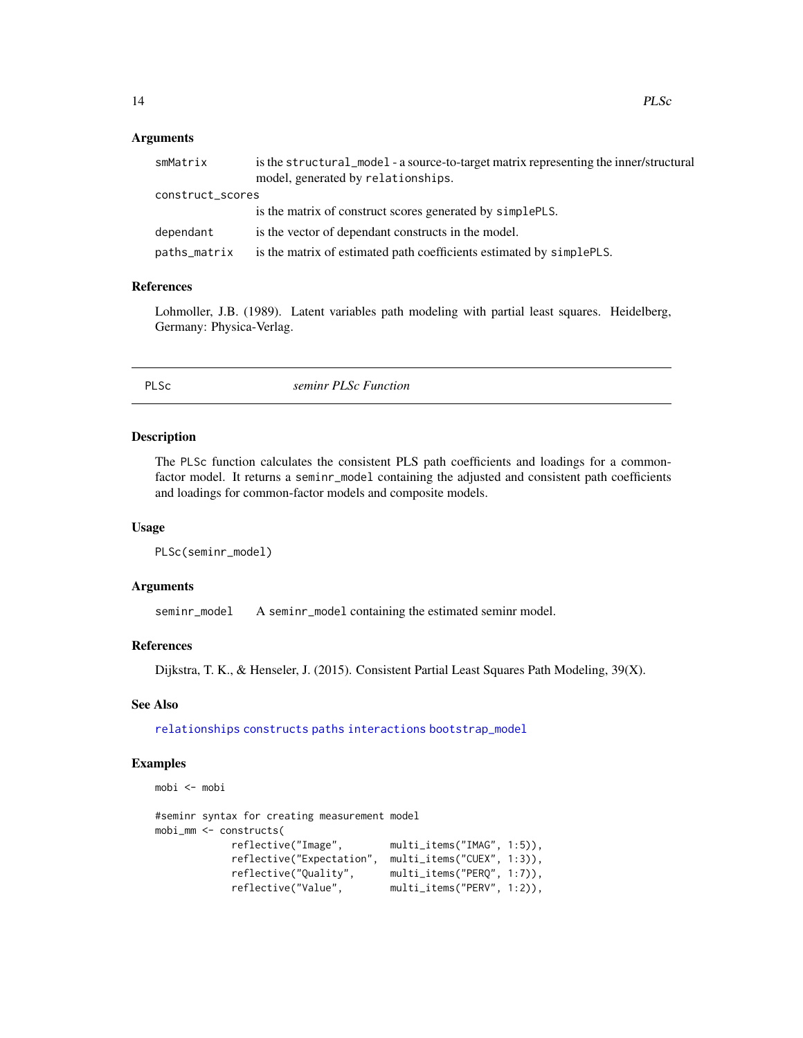## Arguments

- `smMatrix` is the `structural_model` - a source-to-target matrix representing the inner/structural model, generated by `relationships`.
- `construct_scores` is the matrix of construct scores generated by `simplePLS`.
- `dependant` is the vector of dependant constructs in the model.
- `paths_matrix` is the matrix of estimated path coefficients estimated by `simplePLS`.

## References

Lohmoller, J.B. (1989). Latent variables path modeling with partial least squares. Heidelberg, Germany: Physica-Verlag.

---

# PLSc — *seminr PLSc Function*

## Description

The `PLSc` function calculates the consistent PLS path coefficients and loadings for a common-factor model. It returns a `seminr_model` containing the adjusted and consistent path coefficients and loadings for common-factor models and composite models.

## Usage

```
PLSc(seminr_model)
```

## Arguments

- `seminr_model` A `seminr_model` containing the estimated seminr model.

## References

Dijkstra, T. K., & Henseler, J. (2015). Consistent Partial Least Squares Path Modeling, 39(X).

## See Also

`relationships` `constructs` `paths` `interactions` `bootstrap_model`

## Examples

```
mobi <- mobi

#seminr syntax for creating measurement model
mobi_mm <- constructs(
             reflective("Image",        multi_items("IMAG", 1:5)),
             reflective("Expectation",  multi_items("CUEX", 1:3)),
             reflective("Quality",      multi_items("PERQ", 1:7)),
             reflective("Value",        multi_items("PERV", 1:2)),
```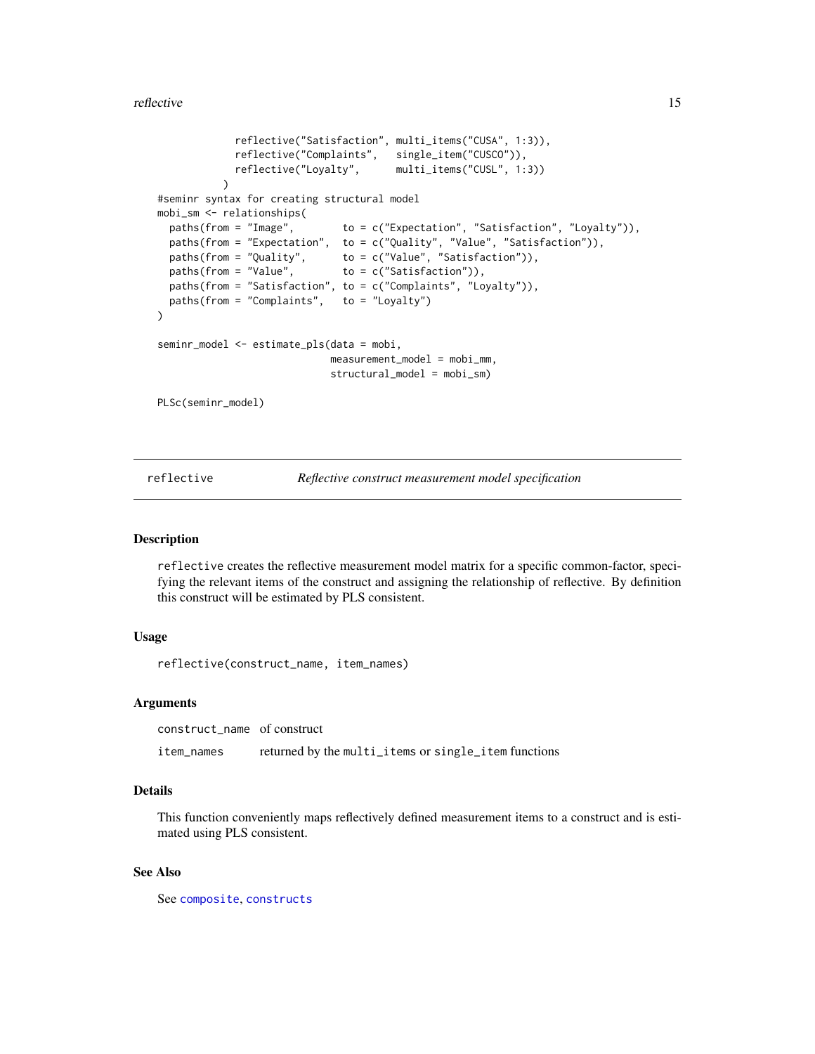```
              reflective("Satisfaction", multi_items("CUSA", 1:3)),
              reflective("Complaints",   single_item("CUSCO")),
              reflective("Loyalty",      multi_items("CUSL", 1:3))
            )
#seminr syntax for creating structural model
mobi_sm <- relationships(
  paths(from = "Image",        to = c("Expectation", "Satisfaction", "Loyalty")),
  paths(from = "Expectation",  to = c("Quality", "Value", "Satisfaction")),
  paths(from = "Quality",      to = c("Value", "Satisfaction")),
  paths(from = "Value",        to = c("Satisfaction")),
  paths(from = "Satisfaction", to = c("Complaints", "Loyalty")),
  paths(from = "Complaints",   to = "Loyalty")
)

seminr_model <- estimate_pls(data = mobi,
                             measurement_model = mobi_mm,
                             structural_model = mobi_sm)

PLSc(seminr_model)
```

## reflective — *Reflective construct measurement model specification*

### Description

`reflective` creates the reflective measurement model matrix for a specific common-factor, specifying the relevant items of the construct and assigning the relationship of reflective. By definition this construct will be estimated by PLS consistent.

### Usage

```
reflective(construct_name, item_names)
```

### Arguments

| | |
|---|---|
| `construct_name` | of construct |
| `item_names` | returned by the `multi_items` or `single_item` functions |

### Details

This function conveniently maps reflectively defined measurement items to a construct and is estimated using PLS consistent.

### See Also

See `composite`, `constructs`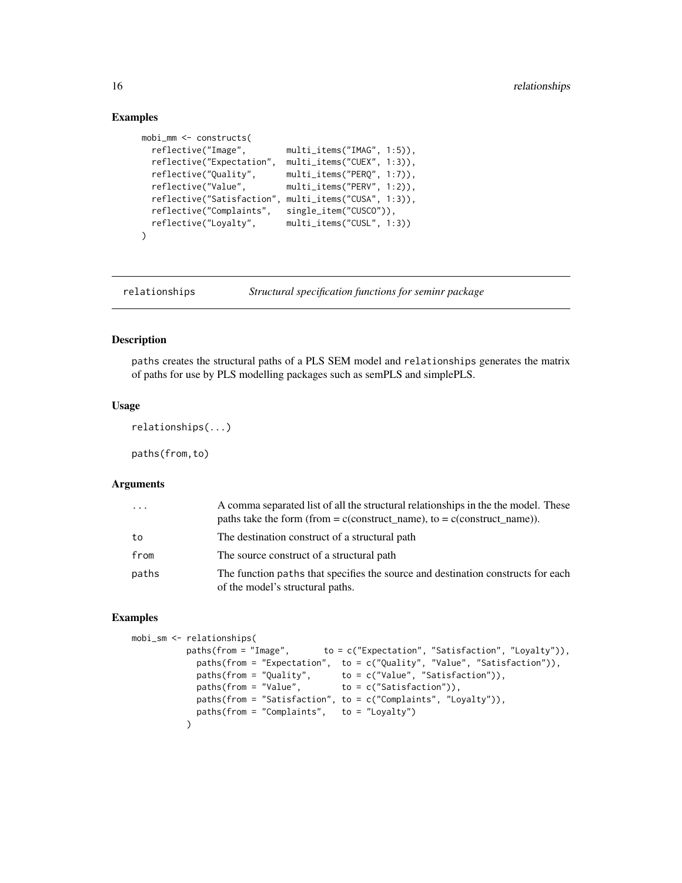## Examples

```
mobi_mm <- constructs(
  reflective("Image",        multi_items("IMAG", 1:5)),
  reflective("Expectation",  multi_items("CUEX", 1:3)),
  reflective("Quality",      multi_items("PERQ", 1:7)),
  reflective("Value",        multi_items("PERV", 1:2)),
  reflective("Satisfaction", multi_items("CUSA", 1:3)),
  reflective("Complaints",   single_item("CUSCO")),
  reflective("Loyalty",      multi_items("CUSL", 1:3))
)
```

---

# relationships *Structural specification functions for seminr package*

---

## Description

paths creates the structural paths of a PLS SEM model and relationships generates the matrix of paths for use by PLS modelling packages such as semPLS and simplePLS.

## Usage

```
relationships(...)

paths(from,to)
```

## Arguments

| | |
|---|---|
| ... | A comma separated list of all the structural relationships in the the model. These paths take the form (from = c(construct_name), to = c(construct_name)). |
| to | The destination construct of a structural path |
| from | The source construct of a structural path |
| paths | The function paths that specifies the source and destination constructs for each of the model's structural paths. |

## Examples

```
mobi_sm <- relationships(
          paths(from = "Image",        to = c("Expectation", "Satisfaction", "Loyalty")),
            paths(from = "Expectation",  to = c("Quality", "Value", "Satisfaction")),
            paths(from = "Quality",      to = c("Value", "Satisfaction")),
            paths(from = "Value",        to = c("Satisfaction")),
            paths(from = "Satisfaction", to = c("Complaints", "Loyalty")),
            paths(from = "Complaints",   to = "Loyalty")
          )
```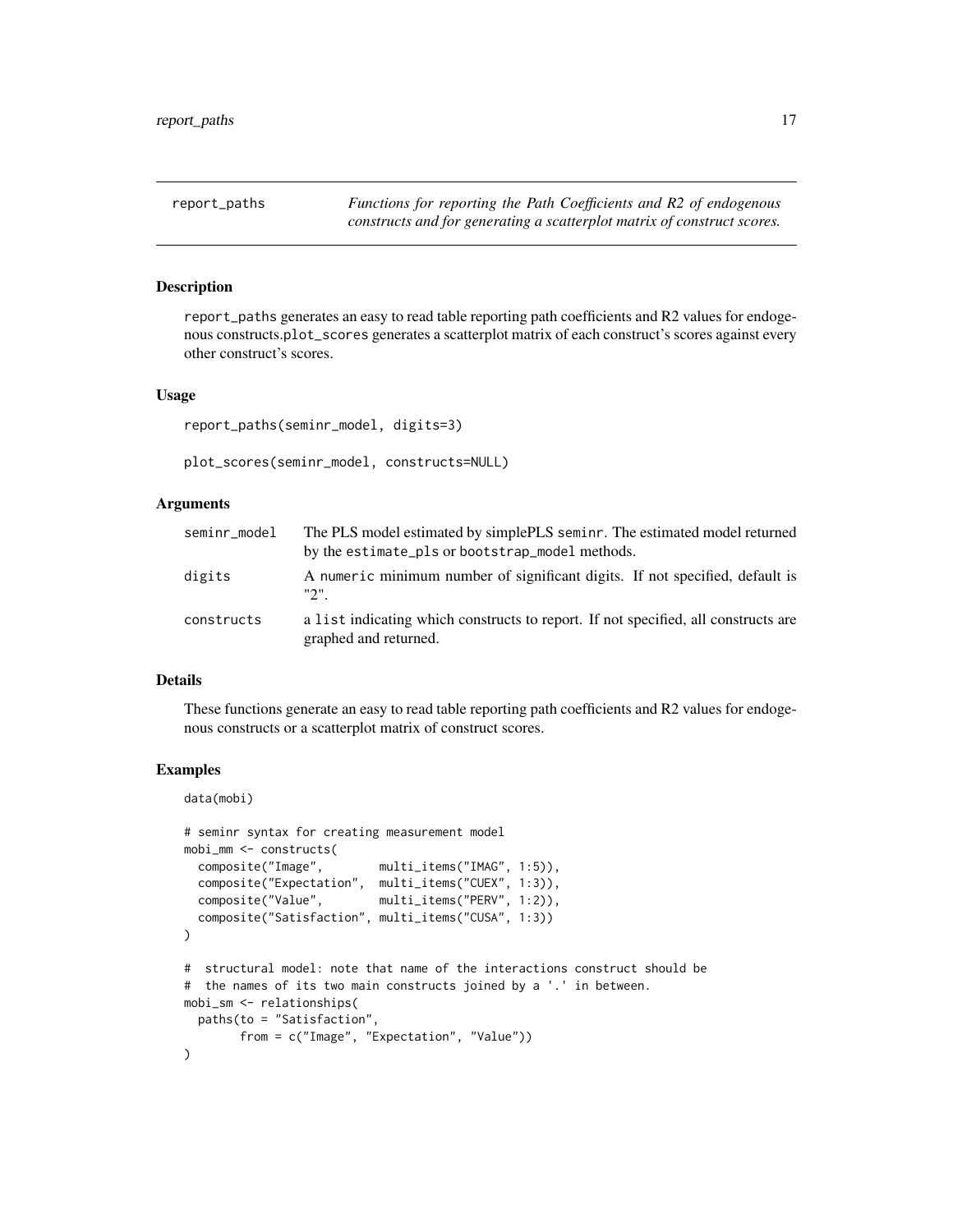report_paths — *Functions for reporting the Path Coefficients and R2 of endogenous constructs and for generating a scatterplot matrix of construct scores.*

## Description

report_paths generates an easy to read table reporting path coefficients and R2 values for endogenous constructs.plot_scores generates a scatterplot matrix of each construct's scores against every other construct's scores.

## Usage

```
report_paths(seminr_model, digits=3)

plot_scores(seminr_model, constructs=NULL)
```

## Arguments

| | |
|---|---|
| seminr_model | The PLS model estimated by simplePLS seminr. The estimated model returned by the estimate_pls or bootstrap_model methods. |
| digits | A numeric minimum number of significant digits. If not specified, default is "2". |
| constructs | a list indicating which constructs to report. If not specified, all constructs are graphed and returned. |

## Details

These functions generate an easy to read table reporting path coefficients and R2 values for endogenous constructs or a scatterplot matrix of construct scores.

## Examples

```
data(mobi)

# seminr syntax for creating measurement model
mobi_mm <- constructs(
  composite("Image",        multi_items("IMAG", 1:5)),
  composite("Expectation",  multi_items("CUEX", 1:3)),
  composite("Value",        multi_items("PERV", 1:2)),
  composite("Satisfaction", multi_items("CUSA", 1:3))
)

#  structural model: note that name of the interactions construct should be
#  the names of its two main constructs joined by a '.' in between.
mobi_sm <- relationships(
  paths(to = "Satisfaction",
        from = c("Image", "Expectation", "Value"))
)
```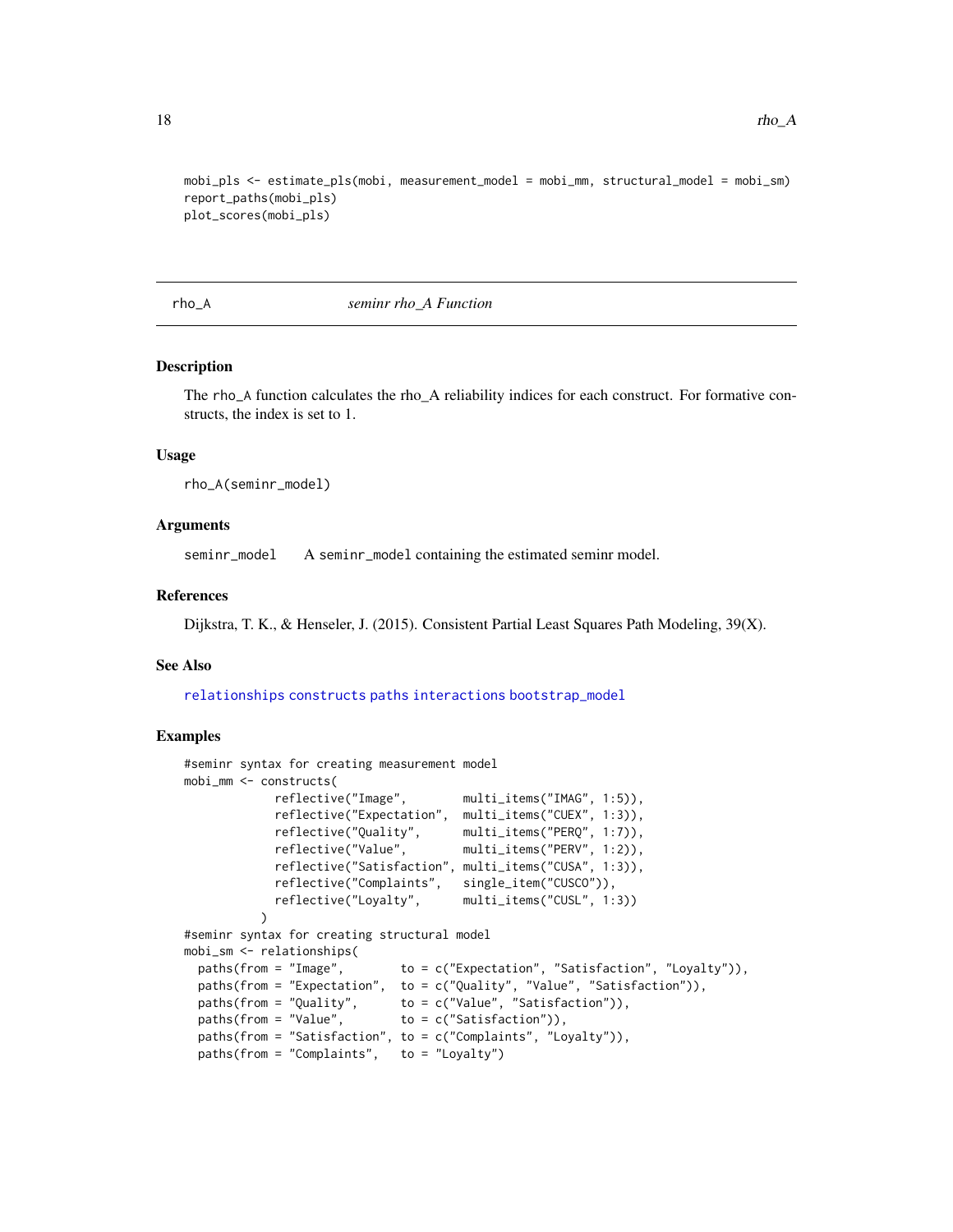```
mobi_pls <- estimate_pls(mobi, measurement_model = mobi_mm, structural_model = mobi_sm)
report_paths(mobi_pls)
plot_scores(mobi_pls)
```

## rho_A — *seminr rho_A Function*

### Description

The rho_A function calculates the rho_A reliability indices for each construct. For formative constructs, the index is set to 1.

### Usage

```
rho_A(seminr_model)
```

### Arguments

seminr_model    A seminr_model containing the estimated seminr model.

### References

Dijkstra, T. K., & Henseler, J. (2015). Consistent Partial Least Squares Path Modeling, 39(X).

### See Also

relationships constructs paths interactions bootstrap_model

### Examples

```
#seminr syntax for creating measurement model
mobi_mm <- constructs(
             reflective("Image",        multi_items("IMAG", 1:5)),
             reflective("Expectation",  multi_items("CUEX", 1:3)),
             reflective("Quality",      multi_items("PERQ", 1:7)),
             reflective("Value",        multi_items("PERV", 1:2)),
             reflective("Satisfaction", multi_items("CUSA", 1:3)),
             reflective("Complaints",   single_item("CUSCO")),
             reflective("Loyalty",      multi_items("CUSL", 1:3))
           )
#seminr syntax for creating structural model
mobi_sm <- relationships(
  paths(from = "Image",        to = c("Expectation", "Satisfaction", "Loyalty")),
  paths(from = "Expectation",  to = c("Quality", "Value", "Satisfaction")),
  paths(from = "Quality",      to = c("Value", "Satisfaction")),
  paths(from = "Value",        to = c("Satisfaction")),
  paths(from = "Satisfaction", to = c("Complaints", "Loyalty")),
  paths(from = "Complaints",   to = "Loyalty")
```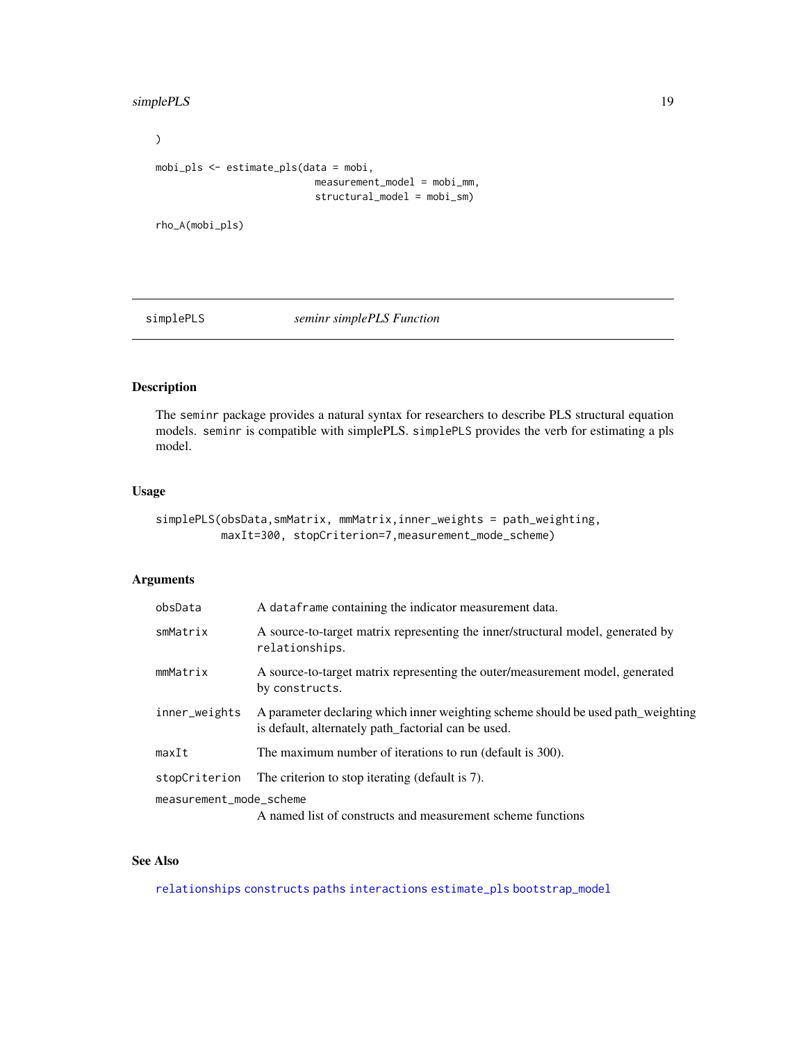```
)

mobi_pls <- estimate_pls(data = mobi,
                         measurement_model = mobi_mm,
                         structural_model = mobi_sm)

rho_A(mobi_pls)
```

## simplePLS — *seminr simplePLS Function*

### Description

The seminr package provides a natural syntax for researchers to describe PLS structural equation models. seminr is compatible with simplePLS. simplePLS provides the verb for estimating a pls model.

### Usage

```
simplePLS(obsData,smMatrix, mmMatrix,inner_weights = path_weighting,
          maxIt=300, stopCriterion=7,measurement_mode_scheme)
```

### Arguments

| Argument | Description |
| --- | --- |
| obsData | A dataframe containing the indicator measurement data. |
| smMatrix | A source-to-target matrix representing the inner/structural model, generated by relationships. |
| mmMatrix | A source-to-target matrix representing the outer/measurement model, generated by constructs. |
| inner_weights | A parameter declaring which inner weighting scheme should be used path_weighting is default, alternately path_factorial can be used. |
| maxIt | The maximum number of iterations to run (default is 300). |
| stopCriterion | The criterion to stop iterating (default is 7). |
| measurement_mode_scheme | A named list of constructs and measurement scheme functions |

### See Also

relationships constructs paths interactions estimate_pls bootstrap_model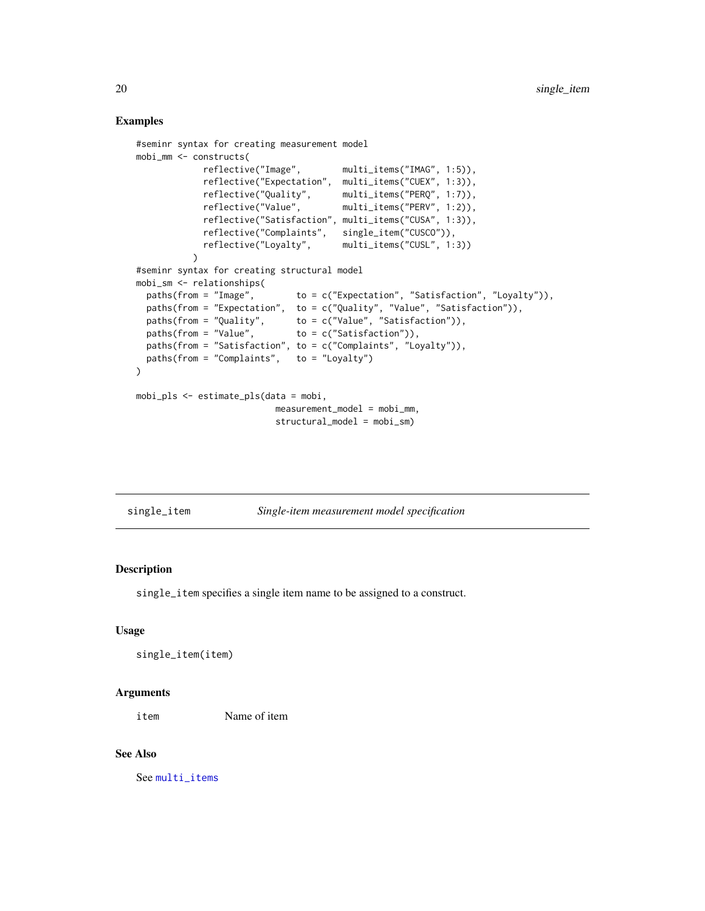## Examples

```
#seminr syntax for creating measurement model
mobi_mm <- constructs(
             reflective("Image",        multi_items("IMAG", 1:5)),
             reflective("Expectation",  multi_items("CUEX", 1:3)),
             reflective("Quality",      multi_items("PERQ", 1:7)),
             reflective("Value",        multi_items("PERV", 1:2)),
             reflective("Satisfaction", multi_items("CUSA", 1:3)),
             reflective("Complaints",   single_item("CUSCO")),
             reflective("Loyalty",      multi_items("CUSL", 1:3))
           )
#seminr syntax for creating structural model
mobi_sm <- relationships(
  paths(from = "Image",        to = c("Expectation", "Satisfaction", "Loyalty")),
  paths(from = "Expectation",  to = c("Quality", "Value", "Satisfaction")),
  paths(from = "Quality",      to = c("Value", "Satisfaction")),
  paths(from = "Value",        to = c("Satisfaction")),
  paths(from = "Satisfaction", to = c("Complaints", "Loyalty")),
  paths(from = "Complaints",   to = "Loyalty")
)

mobi_pls <- estimate_pls(data = mobi,
                         measurement_model = mobi_mm,
                         structural_model = mobi_sm)
```

# single_item — *Single-item measurement model specification*

## Description

`single_item` specifies a single item name to be assigned to a construct.

## Usage

```
single_item(item)
```

## Arguments

| | |
|---|---|
| `item` | Name of item |

## See Also

See `multi_items`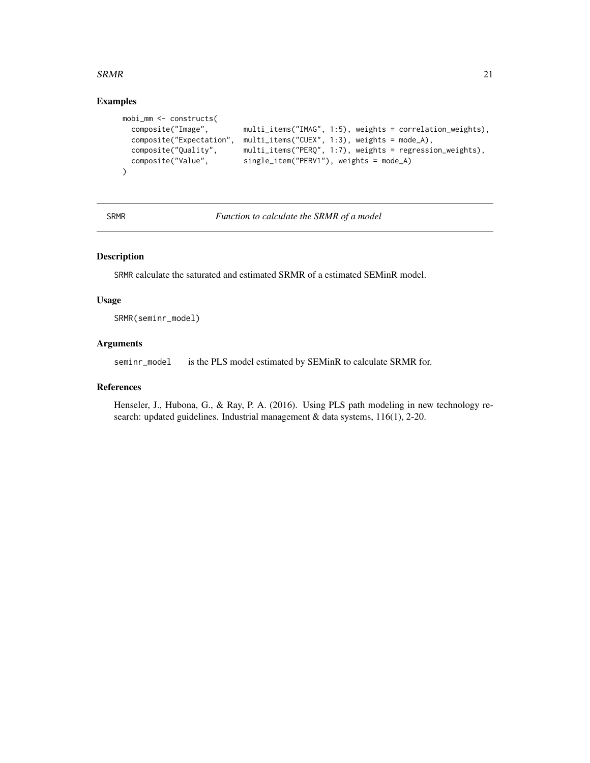## Examples

```
mobi_mm <- constructs(
  composite("Image",        multi_items("IMAG", 1:5), weights = correlation_weights),
  composite("Expectation",  multi_items("CUEX", 1:3), weights = mode_A),
  composite("Quality",      multi_items("PERQ", 1:7), weights = regression_weights),
  composite("Value",        single_item("PERV1"), weights = mode_A)
)
```

---

SRMR *Function to calculate the SRMR of a model*

---

## Description

SRMR calculate the saturated and estimated SRMR of a estimated SEMinR model.

## Usage

```
SRMR(seminr_model)
```

## Arguments

seminr_model is the PLS model estimated by SEMinR to calculate SRMR for.

## References

Henseler, J., Hubona, G., & Ray, P. A. (2016). Using PLS path modeling in new technology research: updated guidelines. Industrial management & data systems, 116(1), 2-20.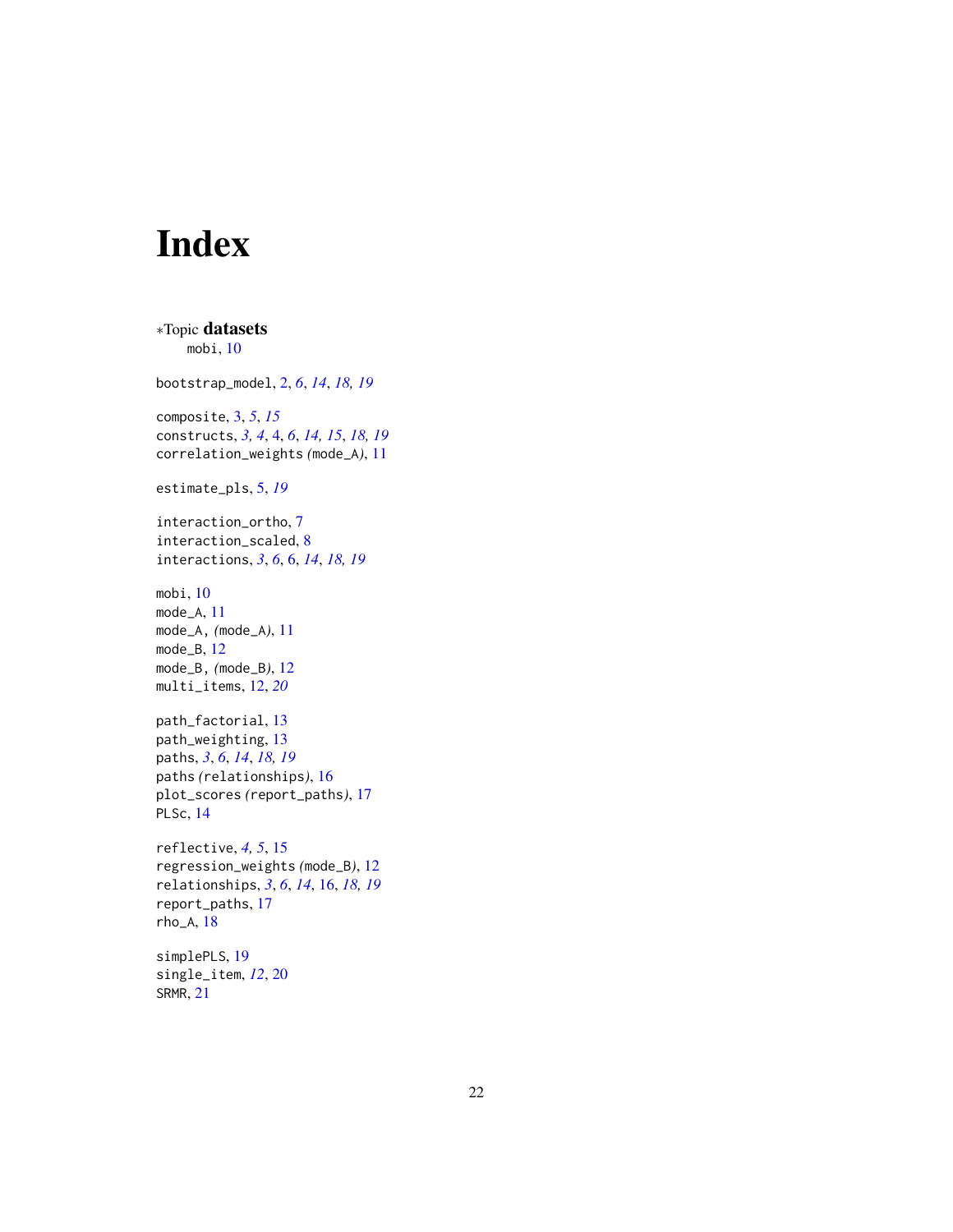# Index

*Topic **datasets**

mobi, 10

bootstrap_model, 2, *6*, *14*, *18, 19*

composite, 3, *5*, *15*
constructs, *3, 4*, 4, *6*, *14, 15*, *18, 19*
correlation_weights *(*mode_A*)*, 11

estimate_pls, 5, *19*

interaction_ortho, 7
interaction_scaled, 8
interactions, *3*, *6*, 6, *14*, *18, 19*

mobi, 10
mode_A, 11
mode_A, *(*mode_A*)*, 11
mode_B, 12
mode_B, *(*mode_B*)*, 12
multi_items, 12, *20*

path_factorial, 13
path_weighting, 13
paths, *3*, *6*, *14*, *18, 19*
paths *(*relationships*)*, 16
plot_scores *(*report_paths*)*, 17
PLSc, 14

reflective, *4, 5*, 15
regression_weights *(*mode_B*)*, 12
relationships, *3*, *6*, *14*, 16, *18, 19*
report_paths, 17
rho_A, 18

simplePLS, 19
single_item, *12*, 20
SRMR, 21